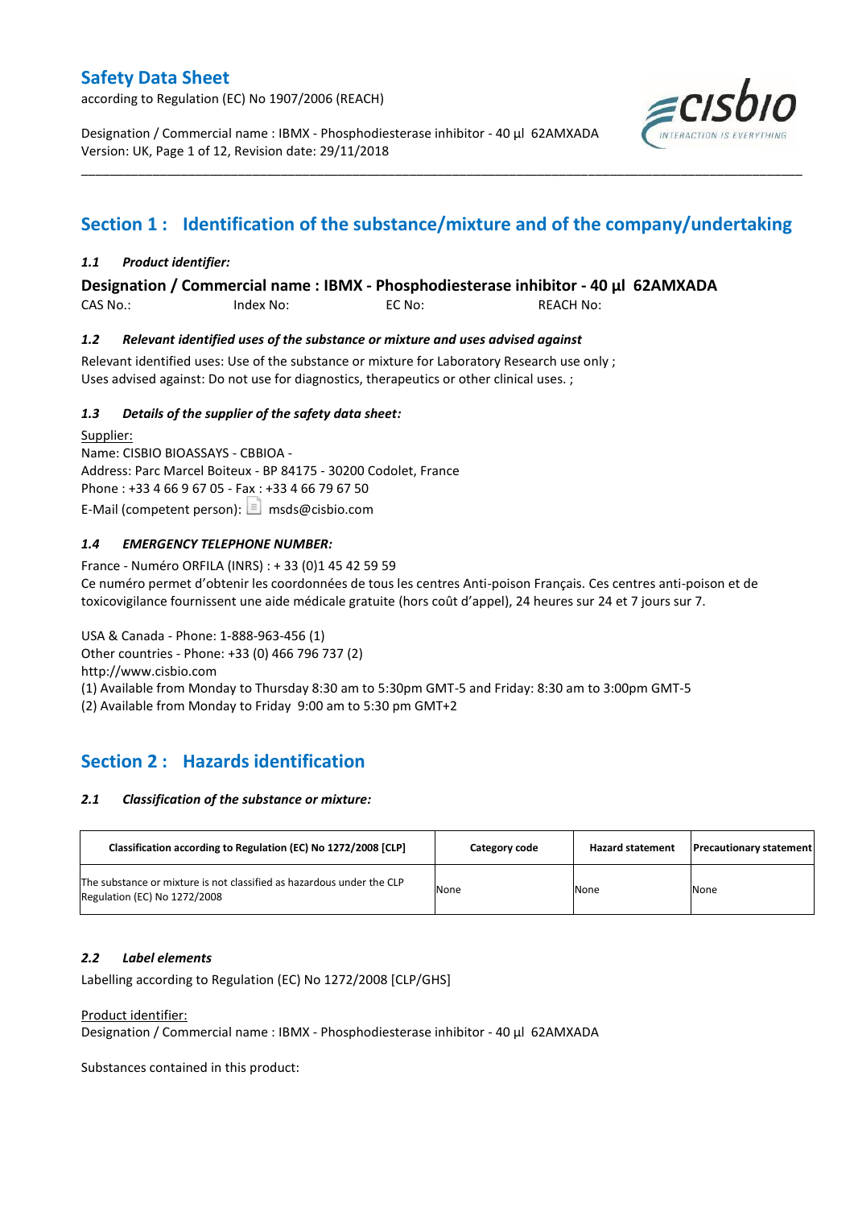# Safety Data Sheet

according to Regulation (EC) No 1907/2006 (REACH)

Designation / Commercial name : IBMX - Phosphodiesterase inhibitor - 40 µl 62AMXADA
Version: UK, Page 1 of 12, Revision date: 29/11/2018

## Section 1 : Identification of the substance/mixture and of the company/undertaking

### *1.1 Product identifier:*

**Designation / Commercial name : IBMX - Phosphodiesterase inhibitor - 40 µl 62AMXADA**

CAS No.: Index No: EC No: REACH No:

### *1.2 Relevant identified uses of the substance or mixture and uses advised against*

Relevant identified uses: Use of the substance or mixture for Laboratory Research use only ;
Uses advised against: Do not use for diagnostics, therapeutics or other clinical uses. ;

### *1.3 Details of the supplier of the safety data sheet:*

Supplier:
Name: CISBIO BIOASSAYS - CBBIOA -
Address: Parc Marcel Boiteux - BP 84175 - 30200 Codolet, France
Phone : +33 4 66 9 67 05 - Fax : +33 4 66 79 67 50
E-Mail (competent person): msds@cisbio.com

### *1.4 EMERGENCY TELEPHONE NUMBER:*

France - Numéro ORFILA (INRS) : + 33 (0)1 45 42 59 59
Ce numéro permet d'obtenir les coordonnées de tous les centres Anti-poison Français. Ces centres anti-poison et de toxicovigilance fournissent une aide médicale gratuite (hors coût d'appel), 24 heures sur 24 et 7 jours sur 7.

USA & Canada - Phone: 1-888-963-456 (1)
Other countries - Phone: +33 (0) 466 796 737 (2)
http://www.cisbio.com
(1) Available from Monday to Thursday 8:30 am to 5:30pm GMT-5 and Friday: 8:30 am to 3:00pm GMT-5
(2) Available from Monday to Friday 9:00 am to 5:30 pm GMT+2

## Section 2 : Hazards identification

### *2.1 Classification of the substance or mixture:*

| Classification according to Regulation (EC) No 1272/2008 [CLP] | Category code | Hazard statement | Precautionary statement |
|---|---|---|---|
| The substance or mixture is not classified as hazardous under the CLP Regulation (EC) No 1272/2008 | None | None | None |

### *2.2 Label elements*

Labelling according to Regulation (EC) No 1272/2008 [CLP/GHS]

Product identifier:
Designation / Commercial name : IBMX - Phosphodiesterase inhibitor - 40 µl 62AMXADA

Substances contained in this product: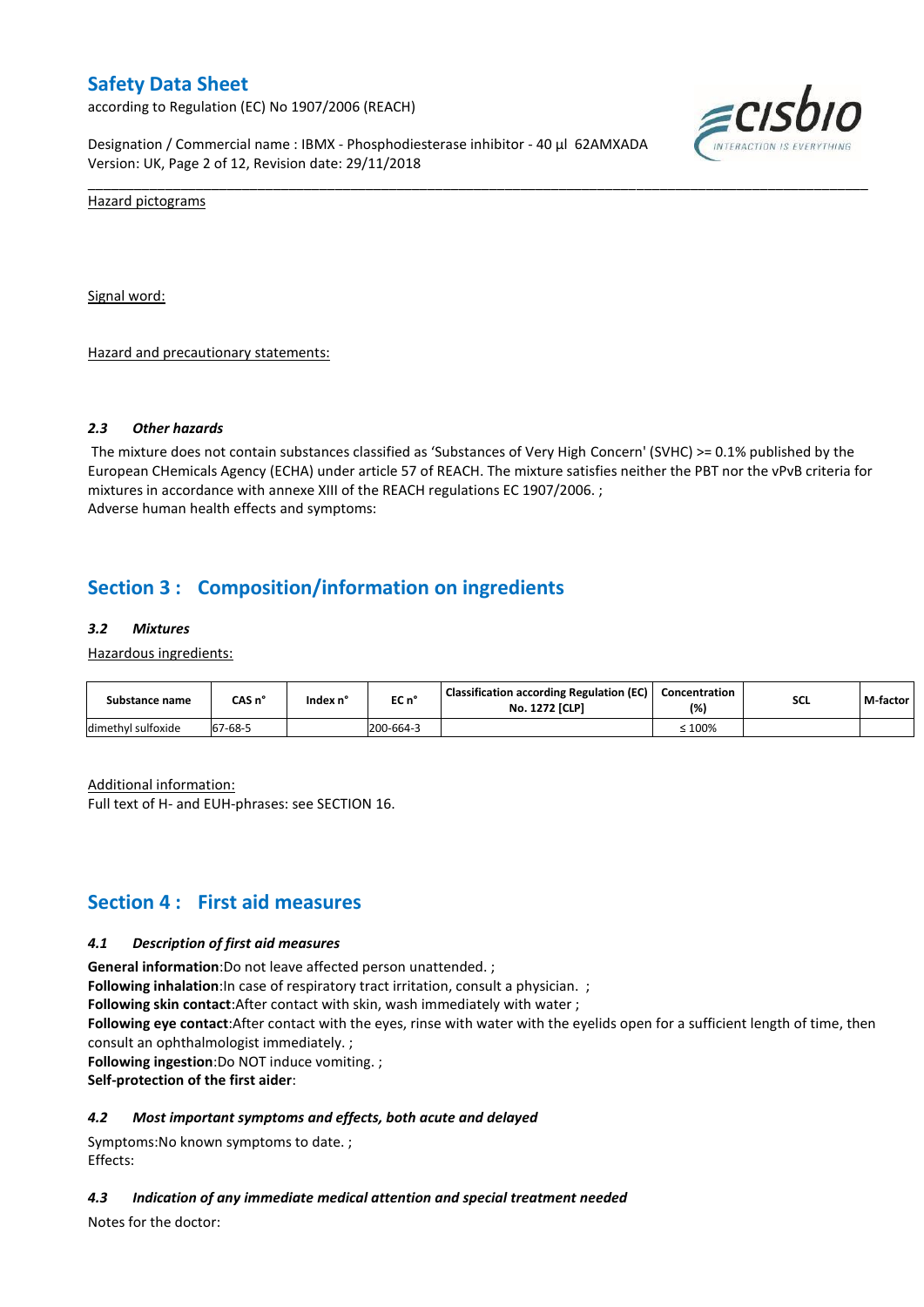Hazard pictograms

Signal word:

Hazard and precautionary statements:

### 2.3 Other hazards

The mixture does not contain substances classified as 'Substances of Very High Concern' (SVHC) >= 0.1% published by the European CHemicals Agency (ECHA) under article 57 of REACH. The mixture satisfies neither the PBT nor the vPvB criteria for mixtures in accordance with annexe XIII of the REACH regulations EC 1907/2006. ;
Adverse human health effects and symptoms:

## Section 3 : Composition/information on ingredients

### 3.2 Mixtures

Hazardous ingredients:

| Substance name | CAS n° | Index n° | EC n° | Classification according Regulation (EC) No. 1272 [CLP] | Concentration (%) | SCL | M-factor |
|---|---|---|---|---|---|---|---|
| dimethyl sulfoxide | 67-68-5 | | 200-664-3 | | ≤ 100% | | |

Additional information:
Full text of H- and EUH-phrases: see SECTION 16.

## Section 4 : First aid measures

### 4.1 Description of first aid measures

**General information**:Do not leave affected person unattended. ;
**Following inhalation**:In case of respiratory tract irritation, consult a physician. ;
**Following skin contact**:After contact with skin, wash immediately with water ;
**Following eye contact**:After contact with the eyes, rinse with water with the eyelids open for a sufficient length of time, then consult an ophthalmologist immediately. ;
**Following ingestion**:Do NOT induce vomiting. ;
**Self-protection of the first aider**:

### 4.2 Most important symptoms and effects, both acute and delayed

Symptoms:No known symptoms to date. ;
Effects:

### 4.3 Indication of any immediate medical attention and special treatment needed

Notes for the doctor: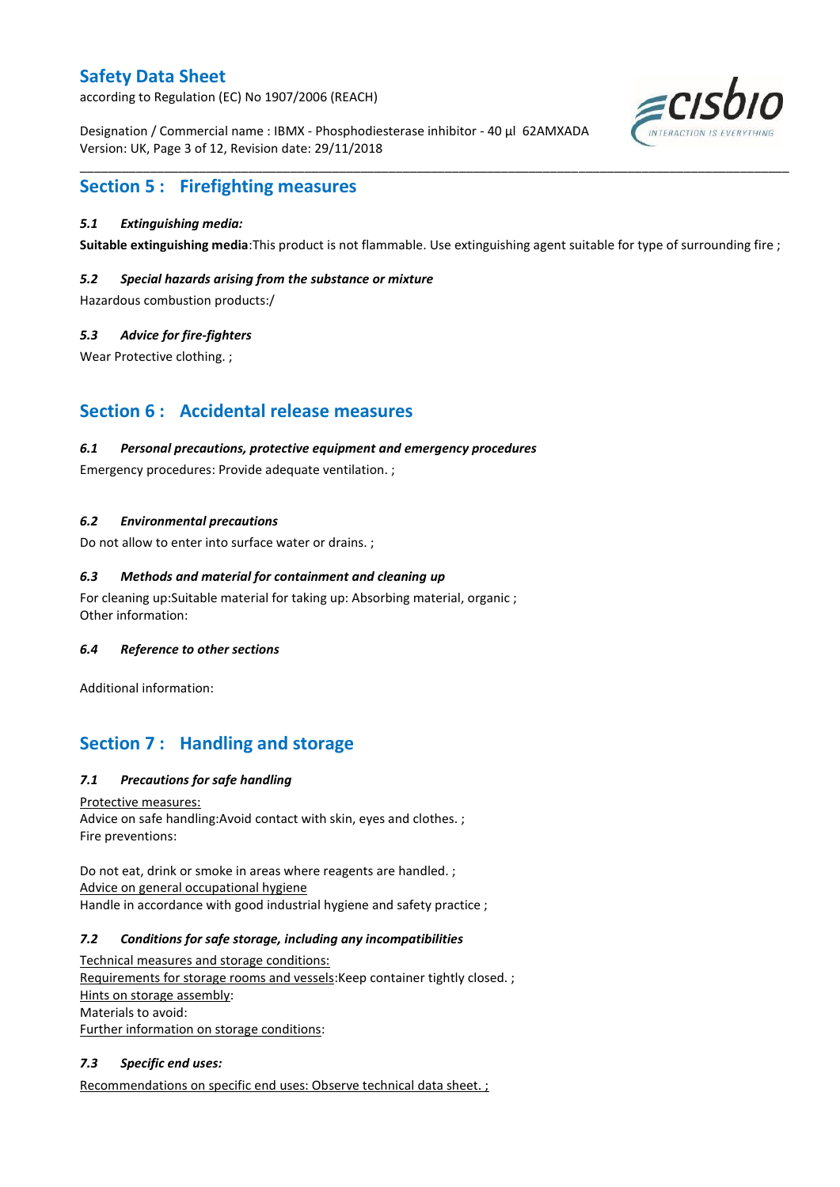## Section 5 : Firefighting measures

### 5.1 Extinguishing media:

**Suitable extinguishing media**:This product is not flammable. Use extinguishing agent suitable for type of surrounding fire ;

### 5.2 Special hazards arising from the substance or mixture

Hazardous combustion products:/

### 5.3 Advice for fire-fighters

Wear Protective clothing. ;

## Section 6 : Accidental release measures

### 6.1 Personal precautions, protective equipment and emergency procedures

Emergency procedures: Provide adequate ventilation. ;

### 6.2 Environmental precautions

Do not allow to enter into surface water or drains. ;

### 6.3 Methods and material for containment and cleaning up

For cleaning up:Suitable material for taking up: Absorbing material, organic ;
Other information:

### 6.4 Reference to other sections

Additional information:

## Section 7 : Handling and storage

### 7.1 Precautions for safe handling

Protective measures:
Advice on safe handling:Avoid contact with skin, eyes and clothes. ;
Fire preventions:

Do not eat, drink or smoke in areas where reagents are handled. ;
Advice on general occupational hygiene
Handle in accordance with good industrial hygiene and safety practice ;

### 7.2 Conditions for safe storage, including any incompatibilities

Technical measures and storage conditions:
Requirements for storage rooms and vessels:Keep container tightly closed. ;
Hints on storage assembly:
Materials to avoid:
Further information on storage conditions:

### 7.3 Specific end uses:

Recommendations on specific end uses: Observe technical data sheet. ;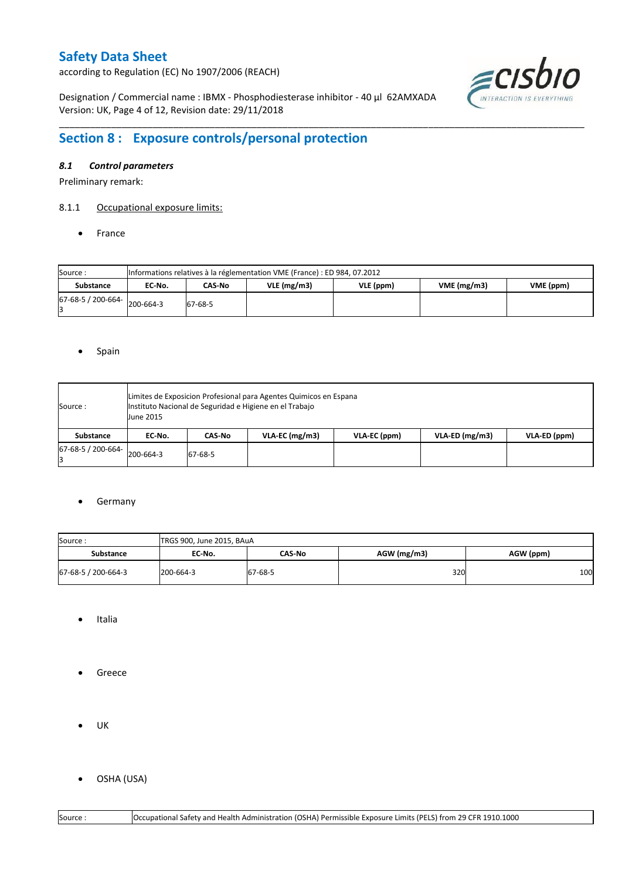## Section 8 : Exposure controls/personal protection

### *8.1 Control parameters*

Preliminary remark:

8.1.1 Occupational exposure limits:

- France

| Source : | Informations relatives à la réglementation VME (France) : ED 984, 07.2012 | | | | | |
|---|---|---|---|---|---|---|
| **Substance** | **EC-No.** | **CAS-No** | **VLE (mg/m3)** | **VLE (ppm)** | **VME (mg/m3)** | **VME (ppm)** |
| 67-68-5 / 200-664-3 | 200-664-3 | 67-68-5 | | | | |

- Spain

| Source : | Limites de Exposicion Profesional para Agentes Quimicos en Espana Instituto Nacional de Seguridad e Higiene en el Trabajo June 2015 | | | | | |
|---|---|---|---|---|---|---|
| **Substance** | **EC-No.** | **CAS-No** | **VLA-EC (mg/m3)** | **VLA-EC (ppm)** | **VLA-ED (mg/m3)** | **VLA-ED (ppm)** |
| 67-68-5 / 200-664-3 | 200-664-3 | 67-68-5 | | | | |

- Germany

| Source : | TRGS 900, June 2015, BAuA | | | |
|---|---|---|---|---|
| **Substance** | **EC-No.** | **CAS-No** | **AGW (mg/m3)** | **AGW (ppm)** |
| 67-68-5 / 200-664-3 | 200-664-3 | 67-68-5 | 320 | 100 |

- Italia

- Greece

- UK

- OSHA (USA)

| Source : | Occupational Safety and Health Administration (OSHA) Permissible Exposure Limits (PELS) from 29 CFR 1910.1000 |
|---|---|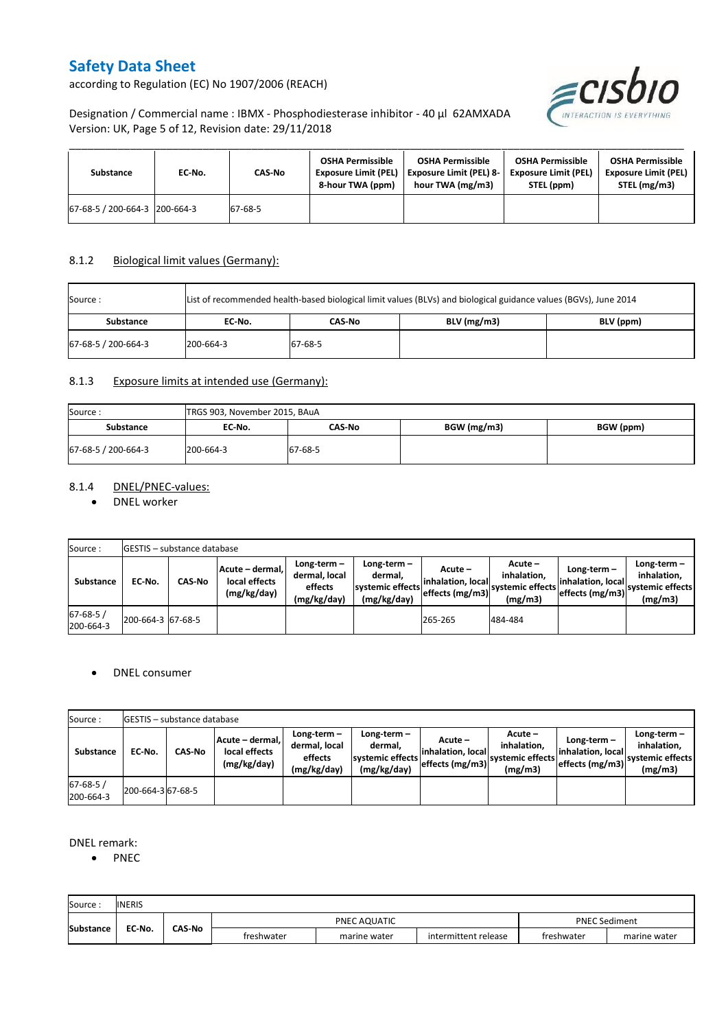| Substance | EC-No. | CAS-No | OSHA Permissible Exposure Limit (PEL) 8-hour TWA (ppm) | OSHA Permissible Exposure Limit (PEL) 8-hour TWA (mg/m3) | OSHA Permissible Exposure Limit (PEL) STEL (ppm) | OSHA Permissible Exposure Limit (PEL) STEL (mg/m3) |
|---|---|---|---|---|---|---|
| 67-68-5 / 200-664-3 | 200-664-3 | 67-68-5 | | | | |

## 8.1.2 Biological limit values (Germany):

| Source : | List of recommended health-based biological limit values (BLVs) and biological guidance values (BGVs), June 2014 | | | |
|---|---|---|---|---|
| **Substance** | **EC-No.** | **CAS-No** | **BLV (mg/m3)** | **BLV (ppm)** |
| 67-68-5 / 200-664-3 | 200-664-3 | 67-68-5 | | |

## 8.1.3 Exposure limits at intended use (Germany):

| Source : | TRGS 903, November 2015, BAuA | | | |
|---|---|---|---|---|
| **Substance** | **EC-No.** | **CAS-No** | **BGW (mg/m3)** | **BGW (ppm)** |
| 67-68-5 / 200-664-3 | 200-664-3 | 67-68-5 | | |

## 8.1.4 DNEL/PNEC-values:

- DNEL worker

| Source : | GESTIS – substance database | | | | | | | | | |
|---|---|---|---|---|---|---|---|---|---|---|
| **Substance** | **EC-No.** | **CAS-No** | **Acute – dermal, local effects (mg/kg/day)** | **Long-term – dermal, local effects (mg/kg/day)** | **Long-term – dermal, systemic effects (mg/kg/day)** | **Acute – inhalation, local effects (mg/m3)** | **Acute – inhalation, systemic effects (mg/m3)** | **Long-term – inhalation, local effects (mg/m3)** | **Long-term – inhalation, systemic effects (mg/m3)** |
| 67-68-5 / 200-664-3 | 200-664-3 | 67-68-5 | | | | 265-265 | 484-484 | | |

- DNEL consumer

| Source : | GESTIS – substance database | | | | | | | | |
|---|---|---|---|---|---|---|---|---|---|
| **Substance** | **EC-No.** | **CAS-No** | **Acute – dermal, local effects (mg/kg/day)** | **Long-term – dermal, local effects (mg/kg/day)** | **Long-term – dermal, systemic effects (mg/kg/day)** | **Acute – inhalation, local effects (mg/m3)** | **Acute – inhalation, systemic effects (mg/m3)** | **Long-term – inhalation, local effects (mg/m3)** | **Long-term – inhalation, systemic effects (mg/m3)** |
| 67-68-5 / 200-664-3 | 200-664-3 | 67-68-5 | | | | | | | |

DNEL remark:

- PNEC

| Source : | INERIS | | | | | | |
|---|---|---|---|---|---|---|---|
| **Substance** | **EC-No.** | **CAS-No** | PNEC AQUATIC | | | PNEC Sediment | |
| | | | freshwater | marine water | intermittent release | freshwater | marine water |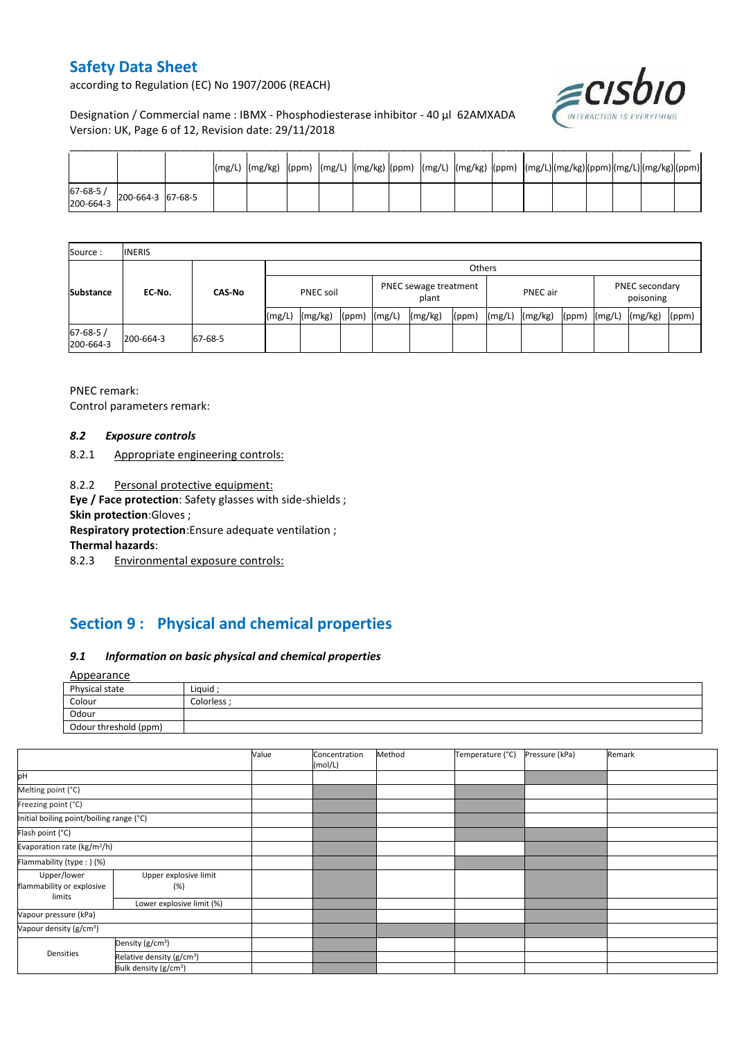| | | | (mg/L) | (mg/kg) | (ppm) | (mg/L) | (mg/kg) | (ppm) | (mg/L) | (mg/kg) | (ppm) | (mg/L) | (mg/kg) | (ppm) | (mg/L) | (mg/kg) | (ppm) |
|---|---|---|---|---|---|---|---|---|---|---|---|---|---|---|---|---|---|
| 67-68-5 / 200-664-3 | 200-664-3 | 67-68-5 | | | | | | | | | | | | | | | |

| Source : | INERIS | | | | | | | | | | | | | |
|---|---|---|---|---|---|---|---|---|---|---|---|---|---|---|
| | | | Others | | | | | | | | | | | |
| Substance | EC-No. | CAS-No | PNEC soil | | | PNEC sewage treatment plant | | | PNEC air | | | PNEC secondary poisoning | | |
| | | | (mg/L) | (mg/kg) | (ppm) | (mg/L) | (mg/kg) | (ppm) | (mg/L) | (mg/kg) | (ppm) | (mg/L) | (mg/kg) | (ppm) |
| 67-68-5 / 200-664-3 | 200-664-3 | 67-68-5 | | | | | | | | | | | | |

PNEC remark:

Control parameters remark:

### *8.2 Exposure controls*

8.2.1 Appropriate engineering controls:

8.2.2 Personal protective equipment:

**Eye / Face protection**: Safety glasses with side-shields ;

**Skin protection**:Gloves ;

**Respiratory protection**:Ensure adequate ventilation ;

**Thermal hazards**:

8.2.3 Environmental exposure controls:

## Section 9 : Physical and chemical properties

### *9.1 Information on basic physical and chemical properties*

Appearance

| Physical state | Liquid ; |
|---|---|
| Colour | Colorless ; |
| Odour | |
| Odour threshold (ppm) | |

| | | Value | Concentration (mol/L) | Method | Temperature (°C) | Pressure (kPa) | Remark |
|---|---|---|---|---|---|---|---|
| pH | | | | | | | |
| Melting point (°C) | | | | | | | |
| Freezing point (°C) | | | | | | | |
| Initial boiling point/boiling range (°C) | | | | | | | |
| Flash point (°C) | | | | | | | |
| Evaporation rate (kg/m²/h) | | | | | | | |
| Flammability (type : ) (%) | | | | | | | |
| Upper/lower flammability or explosive limits | Upper explosive limit (%) | | | | | | |
| | Lower explosive limit (%) | | | | | | |
| Vapour pressure (kPa) | | | | | | | |
| Vapour density (g/cm³) | | | | | | | |
| Densities | Density (g/cm³) | | | | | | |
| | Relative density (g/cm³) | | | | | | |
| | Bulk density (g/cm³) | | | | | | |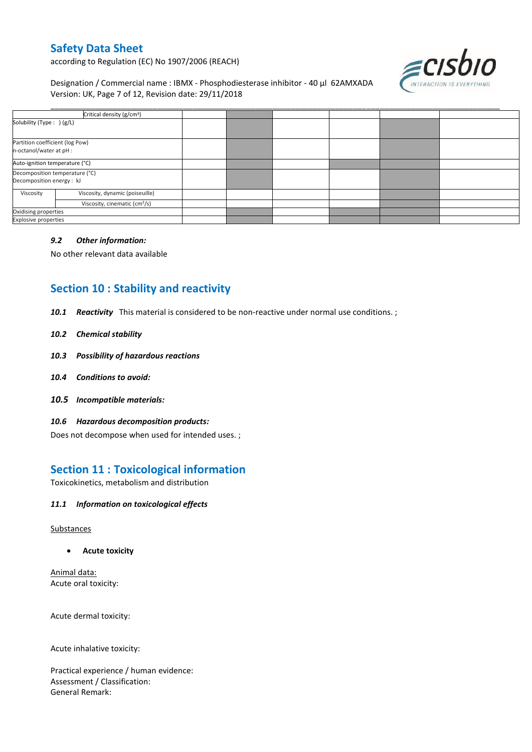| | | | | | | | |
|---|---|---|---|---|---|---|---|
| | Critical density (g/cm³) | | | | | | |
| Solubility (Type : ) (g/L) | | | | | | | |
| Partition coefficient (log Pow) n-octanol/water at pH : | | | | | | | |
| Auto-ignition temperature (°C) | | | | | | | |
| Decomposition temperature (°C) Decomposition energy : kJ | | | | | | | |
| Viscosity | Viscosity, dynamic (poiseuille) | | | | | | |
| | Viscosity, cinematic (cm³/s) | | | | | | |
| Oxidising properties | | | | | | | |
| Explosive properties | | | | | | | |

### *9.2 Other information:*

No other relevant data available

## Section 10 : Stability and reactivity

***10.1 Reactivity*** This material is considered to be non-reactive under normal use conditions. ;

***10.2 Chemical stability***

***10.3 Possibility of hazardous reactions***

***10.4 Conditions to avoid:***

***10.5 Incompatible materials:***

***10.6 Hazardous decomposition products:***

Does not decompose when used for intended uses. ;

## Section 11 : Toxicological information

Toxicokinetics, metabolism and distribution

***11.1 Information on toxicological effects***

Substances

- **Acute toxicity**

Animal data:
Acute oral toxicity:

Acute dermal toxicity:

Acute inhalative toxicity:

Practical experience / human evidence:
Assessment / Classification:
General Remark: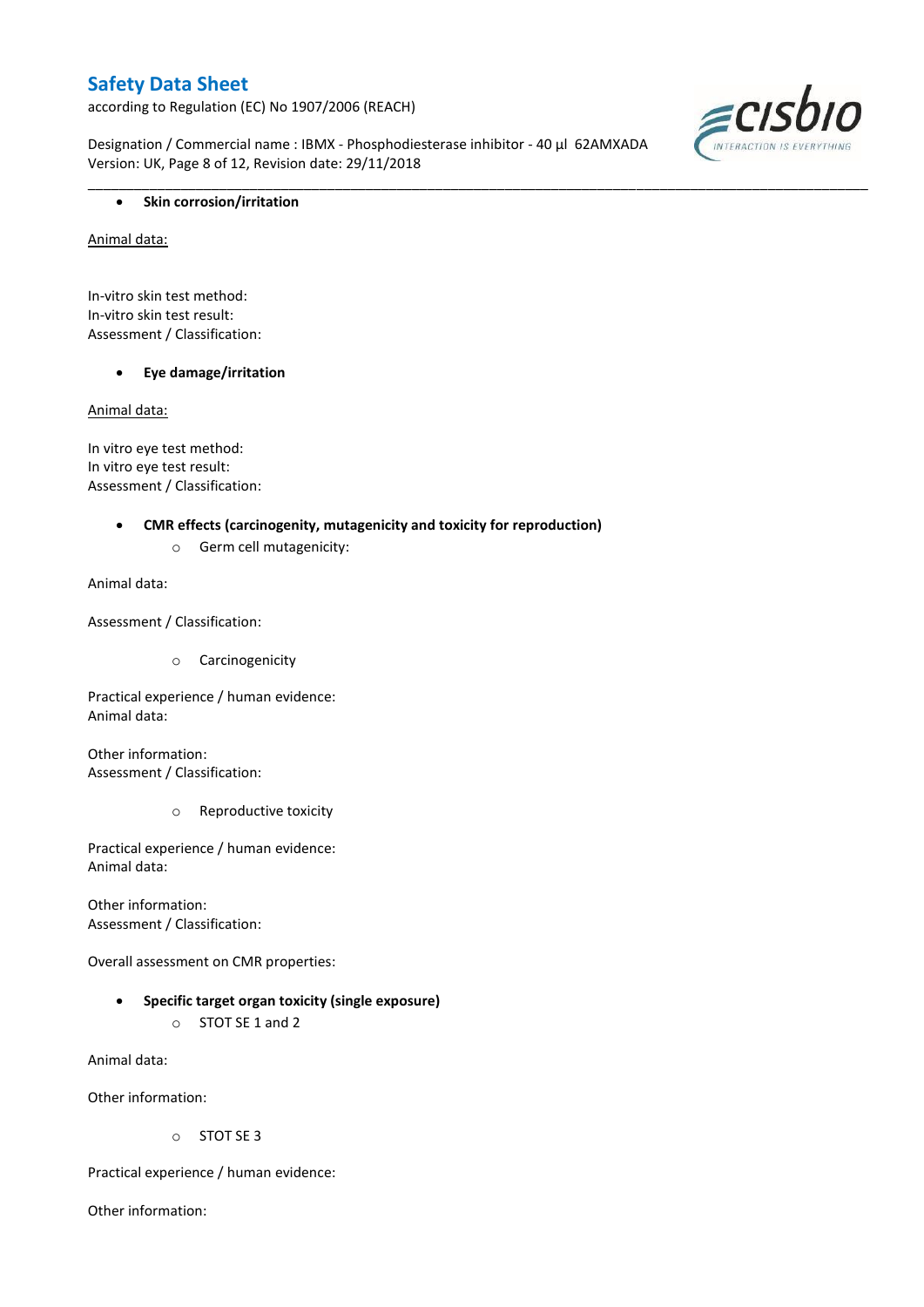- **Skin corrosion/irritation**

Animal data:

In-vitro skin test method:
In-vitro skin test result:
Assessment / Classification:

- **Eye damage/irritation**

Animal data:

In vitro eye test method:
In vitro eye test result:
Assessment / Classification:

- **CMR effects (carcinogenity, mutagenicity and toxicity for reproduction)**
    - Germ cell mutagenicity:

Animal data:

Assessment / Classification:

- 
    - Carcinogenicity

Practical experience / human evidence:
Animal data:

Other information:
Assessment / Classification:

- 
    - Reproductive toxicity

Practical experience / human evidence:
Animal data:

Other information:
Assessment / Classification:

Overall assessment on CMR properties:

- **Specific target organ toxicity (single exposure)**
    - STOT SE 1 and 2

Animal data:

Other information:

- 
    - STOT SE 3

Practical experience / human evidence:

Other information: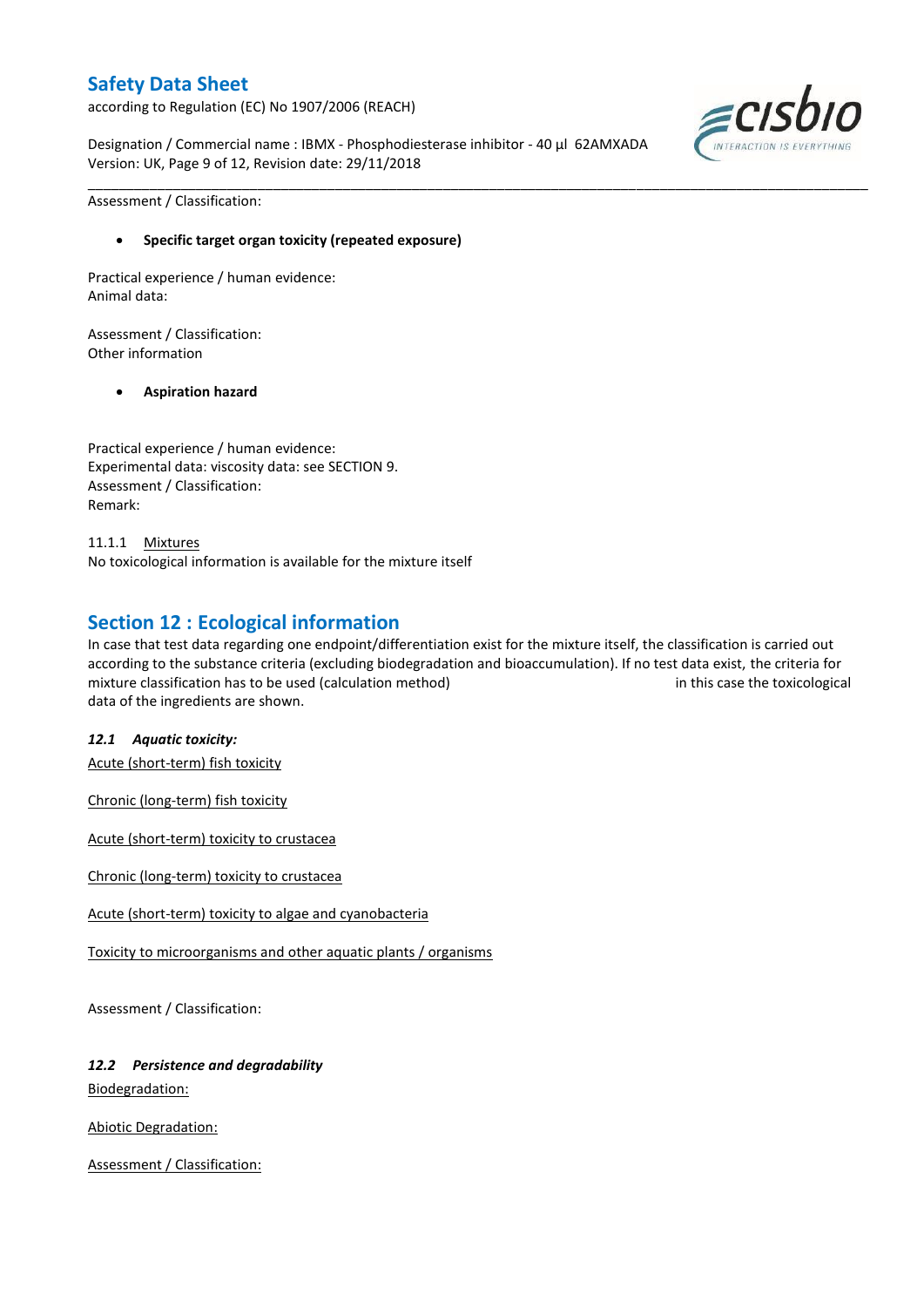Assessment / Classification:

- **Specific target organ toxicity (repeated exposure)**

Practical experience / human evidence:
Animal data:

Assessment / Classification:
Other information

- **Aspiration hazard**

Practical experience / human evidence:
Experimental data: viscosity data: see SECTION 9.
Assessment / Classification:
Remark:

11.1.1 Mixtures
No toxicological information is available for the mixture itself

## Section 12 : Ecological information

In case that test data regarding one endpoint/differentiation exist for the mixture itself, the classification is carried out according to the substance criteria (excluding biodegradation and bioaccumulation). If no test data exist, the criteria for mixture classification has to be used (calculation method) in this case the toxicological data of the ingredients are shown.

### *12.1 Aquatic toxicity:*

Acute (short-term) fish toxicity

Chronic (long-term) fish toxicity

Acute (short-term) toxicity to crustacea

Chronic (long-term) toxicity to crustacea

Acute (short-term) toxicity to algae and cyanobacteria

Toxicity to microorganisms and other aquatic plants / organisms

Assessment / Classification:

### *12.2 Persistence and degradability*

Biodegradation:

Abiotic Degradation:

Assessment / Classification: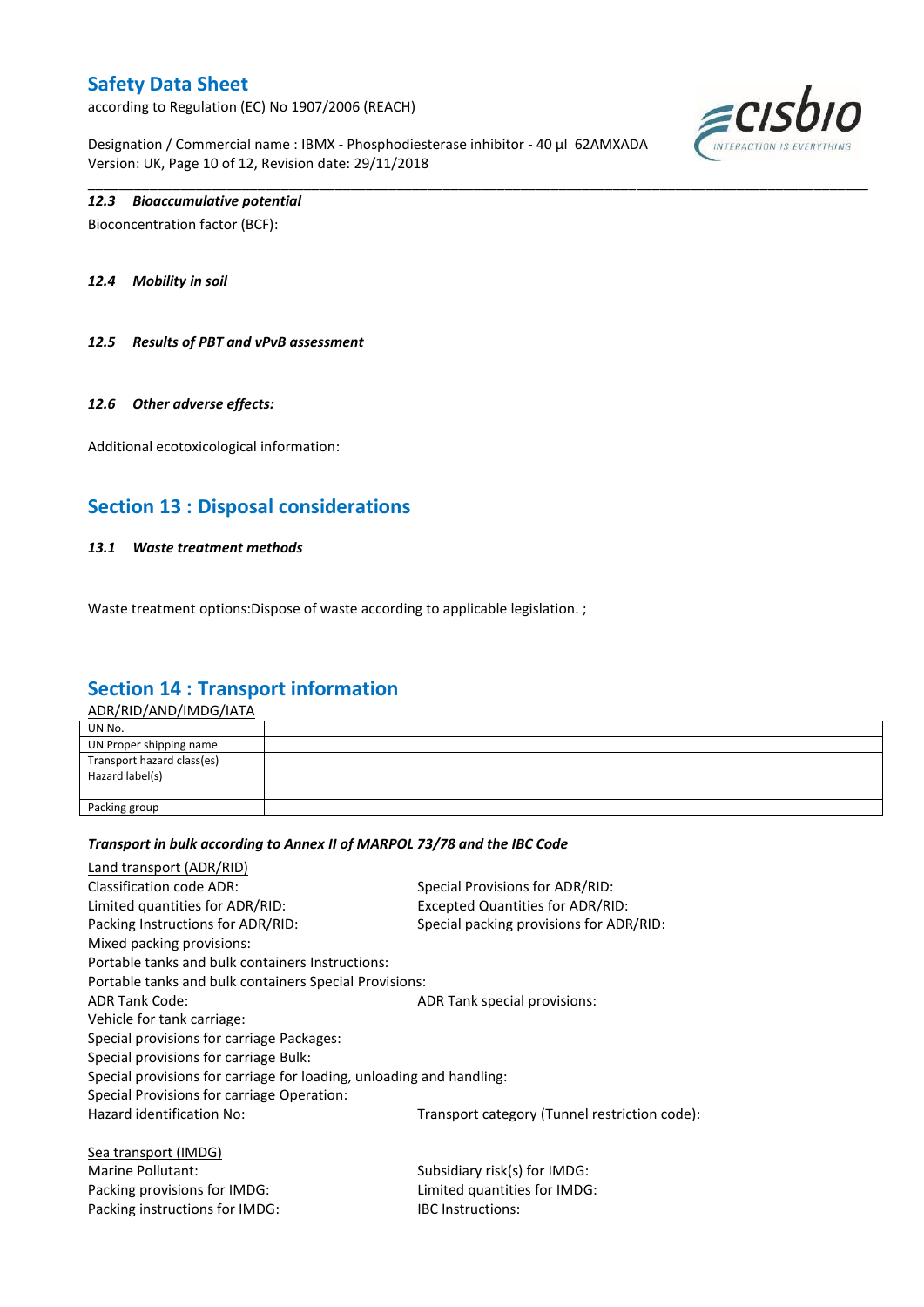*12.3 Bioaccumulative potential*

Bioconcentration factor (BCF):

*12.4 Mobility in soil*

*12.5 Results of PBT and vPvB assessment*

*12.6 Other adverse effects:*

Additional ecotoxicological information:

## Section 13 : Disposal considerations

*13.1 Waste treatment methods*

Waste treatment options:Dispose of waste according to applicable legislation. ;

## Section 14 : Transport information

ADR/RID/AND/IMDG/IATA

| UN No. | |
|---|---|
| UN Proper shipping name | |
| Transport hazard class(es) | |
| Hazard label(s) | |
| Packing group | |

***Transport in bulk according to Annex II of MARPOL 73/78 and the IBC Code***

Land transport (ADR/RID)

Classification code ADR:

Special Provisions for ADR/RID:

Limited quantities for ADR/RID:

Excepted Quantities for ADR/RID:

Packing Instructions for ADR/RID:

Special packing provisions for ADR/RID:

Mixed packing provisions:

Portable tanks and bulk containers Instructions:

Portable tanks and bulk containers Special Provisions:

ADR Tank Code:

ADR Tank special provisions:

Vehicle for tank carriage:

Special provisions for carriage Packages:

Special provisions for carriage Bulk:

Special provisions for carriage for loading, unloading and handling:

Special Provisions for carriage Operation:

Hazard identification No:

Transport category (Tunnel restriction code):

Sea transport (IMDG)

Marine Pollutant:

Subsidiary risk(s) for IMDG:

Packing provisions for IMDG:

Limited quantities for IMDG:

Packing instructions for IMDG:

IBC Instructions: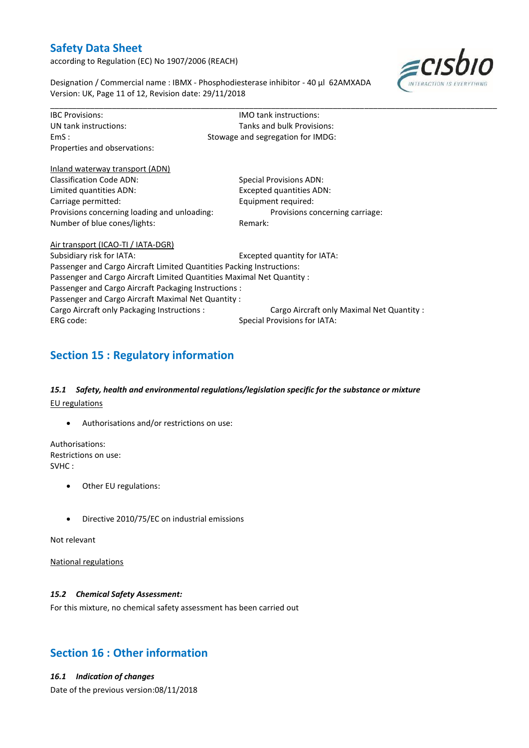IBC Provisions:

IMO tank instructions:

UN tank instructions:

Tanks and bulk Provisions:

EmS :

Stowage and segregation for IMDG:

Properties and observations:

Inland waterway transport (ADN)

Classification Code ADN:

Special Provisions ADN:

Limited quantities ADN:

Excepted quantities ADN:

Carriage permitted:

Equipment required:

Provisions concerning loading and unloading:

Provisions concerning carriage:

Number of blue cones/lights:

Remark:

Air transport (ICAO-TI / IATA-DGR)

Subsidiary risk for IATA:

Excepted quantity for IATA:

Passenger and Cargo Aircraft Limited Quantities Packing Instructions:

Passenger and Cargo Aircraft Limited Quantities Maximal Net Quantity :

Passenger and Cargo Aircraft Packaging Instructions :

Passenger and Cargo Aircraft Maximal Net Quantity :

Cargo Aircraft only Packaging Instructions :

Cargo Aircraft only Maximal Net Quantity :

ERG code:

Special Provisions for IATA:

## Section 15 : Regulatory information

### *15.1 Safety, health and environmental regulations/legislation specific for the substance or mixture*

EU regulations

- Authorisations and/or restrictions on use:

Authorisations:

Restrictions on use:

SVHC :

- Other EU regulations:

- Directive 2010/75/EC on industrial emissions

Not relevant

National regulations

### *15.2 Chemical Safety Assessment:*

For this mixture, no chemical safety assessment has been carried out

## Section 16 : Other information

### *16.1 Indication of changes*

Date of the previous version:08/11/2018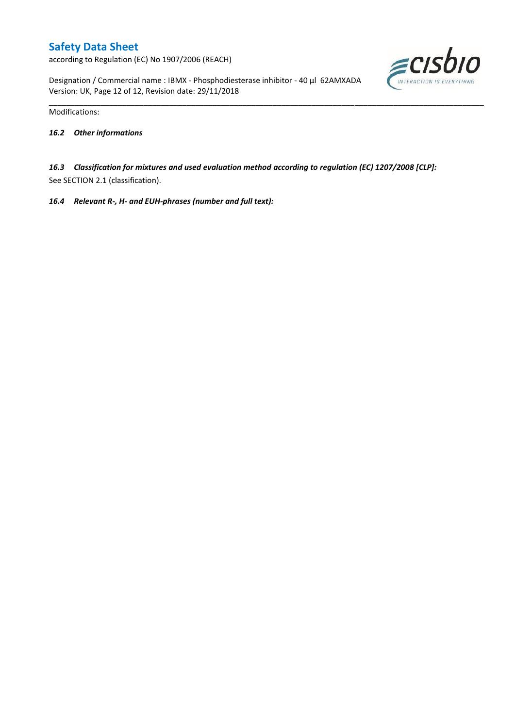Modifications:

### *16.2 Other informations*

### *16.3 Classification for mixtures and used evaluation method according to regulation (EC) 1207/2008 [CLP]:*

See SECTION 2.1 (classification).

### *16.4 Relevant R-, H- and EUH-phrases (number and full text):*